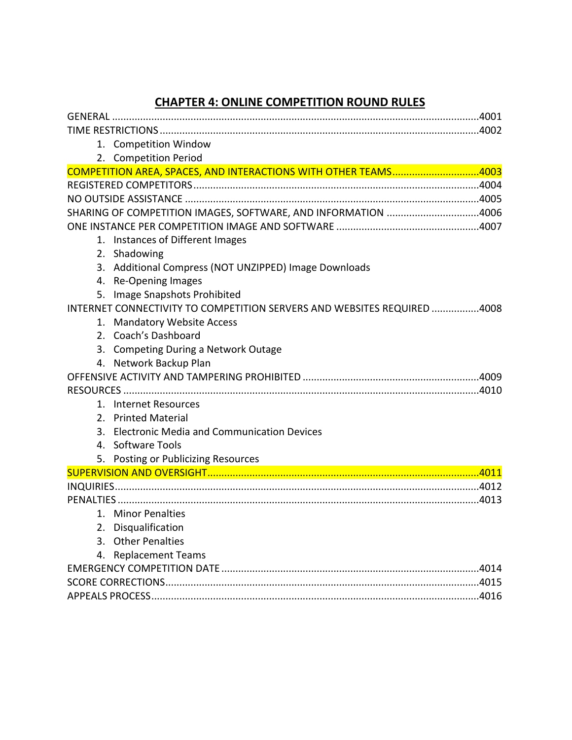# CHAPTER 4: ONLINE COMPETITION ROUND RULES

GENERAL ....................................................................................................................4001

TIME RESTRICTIONS ..................................................................................................4002

1. Competition Window
2. Competition Period

COMPETITION AREA, SPACES, AND INTERACTIONS WITH OTHER TEAMS...............................4003

REGISTERED COMPETITORS....................................................................................4004

NO OUTSIDE ASSISTANCE .......................................................................................4005

SHARING OF COMPETITION IMAGES, SOFTWARE, AND INFORMATION .................................4006

ONE INSTANCE PER COMPETITION IMAGE AND SOFTWARE ...................................................4007

1. Instances of Different Images
2. Shadowing
3. Additional Compress (NOT UNZIPPED) Image Downloads
4. Re-Opening Images
5. Image Snapshots Prohibited

INTERNET CONNECTIVITY TO COMPETITION SERVERS AND WEBSITES REQUIRED .................4008

1. Mandatory Website Access
2. Coach's Dashboard
3. Competing During a Network Outage
4. Network Backup Plan

OFFENSIVE ACTIVITY AND TAMPERING PROHIBITED ...............................................................4009

RESOURCES ................................................................................................................4010

1. Internet Resources
2. Printed Material
3. Electronic Media and Communication Devices
4. Software Tools
5. Posting or Publicizing Resources

SUPERVISION AND OVERSIGHT...................................................................................4011

INQUIRIES....................................................................................................................4012

PENALTIES ...................................................................................................................4013

1. Minor Penalties
2. Disqualification
3. Other Penalties
4. Replacement Teams

EMERGENCY COMPETITION DATE ..............................................................................4014

SCORE CORRECTIONS.................................................................................................4015

APPEALS PROCESS......................................................................................................4016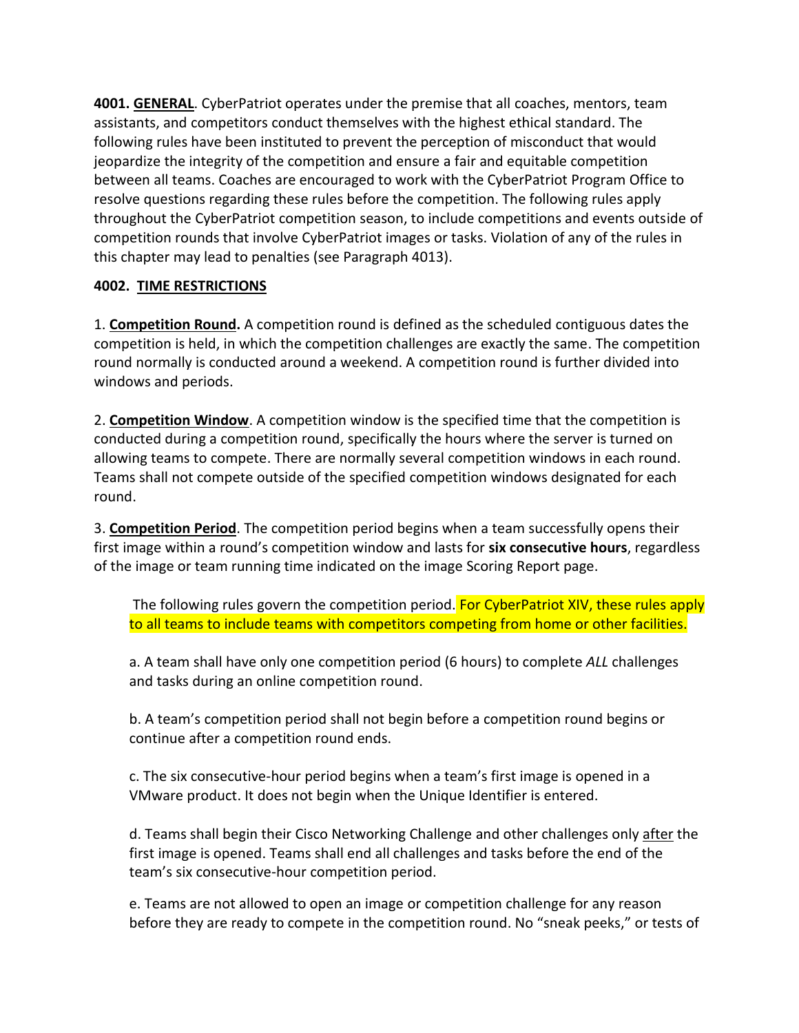**4001. GENERAL**. CyberPatriot operates under the premise that all coaches, mentors, team assistants, and competitors conduct themselves with the highest ethical standard. The following rules have been instituted to prevent the perception of misconduct that would jeopardize the integrity of the competition and ensure a fair and equitable competition between all teams. Coaches are encouraged to work with the CyberPatriot Program Office to resolve questions regarding these rules before the competition. The following rules apply throughout the CyberPatriot competition season, to include competitions and events outside of competition rounds that involve CyberPatriot images or tasks. Violation of any of the rules in this chapter may lead to penalties (see Paragraph 4013).

**4002. TIME RESTRICTIONS**

1. **Competition Round.** A competition round is defined as the scheduled contiguous dates the competition is held, in which the competition challenges are exactly the same. The competition round normally is conducted around a weekend. A competition round is further divided into windows and periods.

2. **Competition Window**. A competition window is the specified time that the competition is conducted during a competition round, specifically the hours where the server is turned on allowing teams to compete. There are normally several competition windows in each round. Teams shall not compete outside of the specified competition windows designated for each round.

3. **Competition Period**. The competition period begins when a team successfully opens their first image within a round's competition window and lasts for **six consecutive hours**, regardless of the image or team running time indicated on the image Scoring Report page.

The following rules govern the competition period. For CyberPatriot XIV, these rules apply to all teams to include teams with competitors competing from home or other facilities.

a. A team shall have only one competition period (6 hours) to complete *ALL* challenges and tasks during an online competition round.

b. A team's competition period shall not begin before a competition round begins or continue after a competition round ends.

c. The six consecutive-hour period begins when a team's first image is opened in a VMware product. It does not begin when the Unique Identifier is entered.

d. Teams shall begin their Cisco Networking Challenge and other challenges only after the first image is opened. Teams shall end all challenges and tasks before the end of the team's six consecutive-hour competition period.

e. Teams are not allowed to open an image or competition challenge for any reason before they are ready to compete in the competition round. No "sneak peeks," or tests of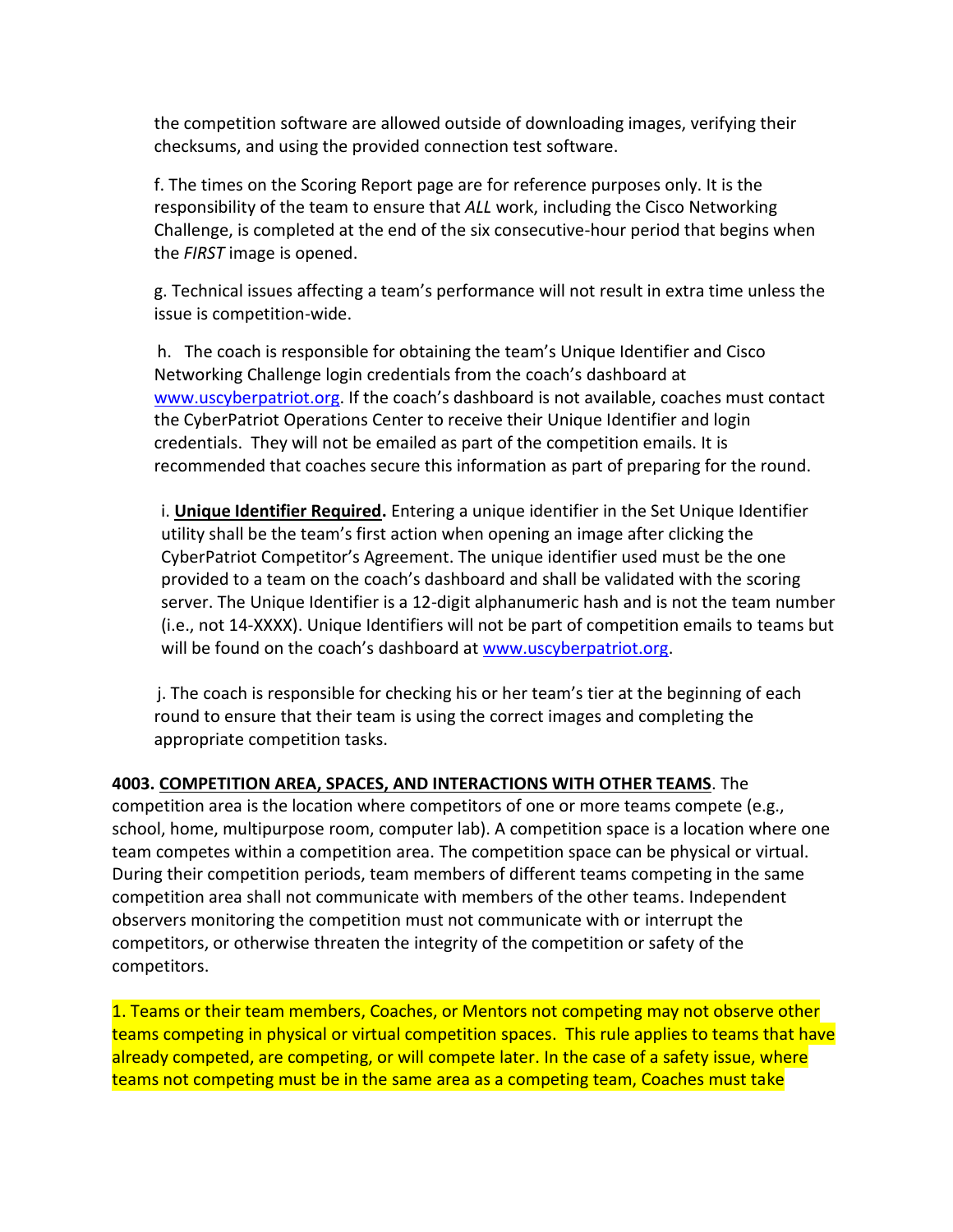the competition software are allowed outside of downloading images, verifying their checksums, and using the provided connection test software.

f. The times on the Scoring Report page are for reference purposes only. It is the responsibility of the team to ensure that *ALL* work, including the Cisco Networking Challenge, is completed at the end of the six consecutive-hour period that begins when the *FIRST* image is opened.

g. Technical issues affecting a team's performance will not result in extra time unless the issue is competition-wide.

h. The coach is responsible for obtaining the team's Unique Identifier and Cisco Networking Challenge login credentials from the coach's dashboard at [www.uscyberpatriot.org](http://www.uscyberpatriot.org). If the coach's dashboard is not available, coaches must contact the CyberPatriot Operations Center to receive their Unique Identifier and login credentials. They will not be emailed as part of the competition emails. It is recommended that coaches secure this information as part of preparing for the round.

i. **Unique Identifier Required.** Entering a unique identifier in the Set Unique Identifier utility shall be the team's first action when opening an image after clicking the CyberPatriot Competitor's Agreement. The unique identifier used must be the one provided to a team on the coach's dashboard and shall be validated with the scoring server. The Unique Identifier is a 12-digit alphanumeric hash and is not the team number (i.e., not 14-XXXX). Unique Identifiers will not be part of competition emails to teams but will be found on the coach's dashboard at [www.uscyberpatriot.org](http://www.uscyberpatriot.org).

j. The coach is responsible for checking his or her team's tier at the beginning of each round to ensure that their team is using the correct images and completing the appropriate competition tasks.

**4003. COMPETITION AREA, SPACES, AND INTERACTIONS WITH OTHER TEAMS**. The competition area is the location where competitors of one or more teams compete (e.g., school, home, multipurpose room, computer lab). A competition space is a location where one team competes within a competition area. The competition space can be physical or virtual. During their competition periods, team members of different teams competing in the same competition area shall not communicate with members of the other teams. Independent observers monitoring the competition must not communicate with or interrupt the competitors, or otherwise threaten the integrity of the competition or safety of the competitors.

1. Teams or their team members, Coaches, or Mentors not competing may not observe other teams competing in physical or virtual competition spaces. This rule applies to teams that have already competed, are competing, or will compete later. In the case of a safety issue, where teams not competing must be in the same area as a competing team, Coaches must take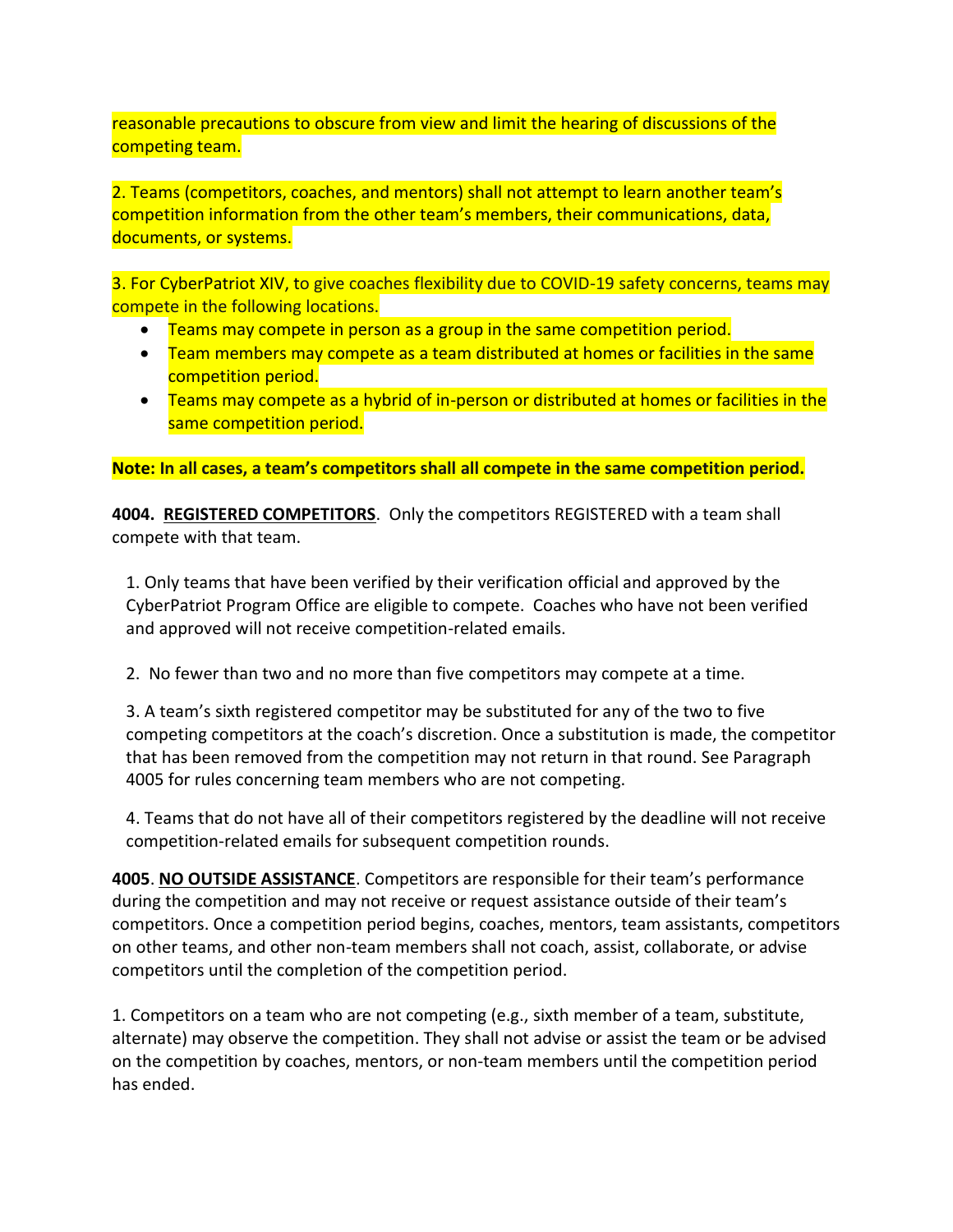reasonable precautions to obscure from view and limit the hearing of discussions of the competing team.

2. Teams (competitors, coaches, and mentors) shall not attempt to learn another team's competition information from the other team's members, their communications, data, documents, or systems.

3. For CyberPatriot XIV, to give coaches flexibility due to COVID-19 safety concerns, teams may compete in the following locations.

- Teams may compete in person as a group in the same competition period.
- Team members may compete as a team distributed at homes or facilities in the same competition period.
- Teams may compete as a hybrid of in-person or distributed at homes or facilities in the same competition period.

**Note: In all cases, a team's competitors shall all compete in the same competition period.**

**4004. REGISTERED COMPETITORS**. Only the competitors REGISTERED with a team shall compete with that team.

1. Only teams that have been verified by their verification official and approved by the CyberPatriot Program Office are eligible to compete. Coaches who have not been verified and approved will not receive competition-related emails.

2. No fewer than two and no more than five competitors may compete at a time.

3. A team's sixth registered competitor may be substituted for any of the two to five competing competitors at the coach's discretion. Once a substitution is made, the competitor that has been removed from the competition may not return in that round. See Paragraph 4005 for rules concerning team members who are not competing.

4. Teams that do not have all of their competitors registered by the deadline will not receive competition-related emails for subsequent competition rounds.

**4005. NO OUTSIDE ASSISTANCE**. Competitors are responsible for their team's performance during the competition and may not receive or request assistance outside of their team's competitors. Once a competition period begins, coaches, mentors, team assistants, competitors on other teams, and other non-team members shall not coach, assist, collaborate, or advise competitors until the completion of the competition period.

1. Competitors on a team who are not competing (e.g., sixth member of a team, substitute, alternate) may observe the competition. They shall not advise or assist the team or be advised on the competition by coaches, mentors, or non-team members until the competition period has ended.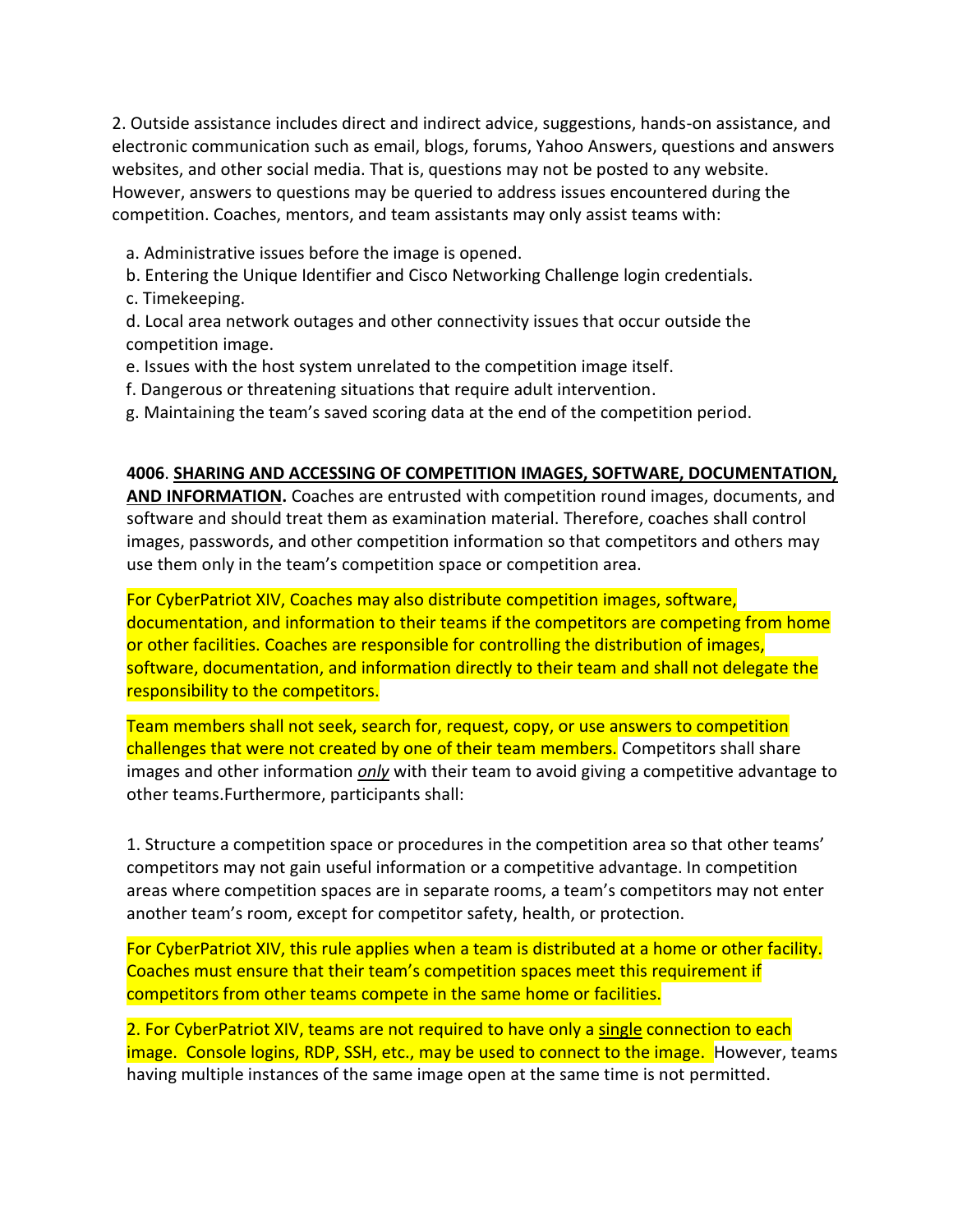2. Outside assistance includes direct and indirect advice, suggestions, hands-on assistance, and electronic communication such as email, blogs, forums, Yahoo Answers, questions and answers websites, and other social media. That is, questions may not be posted to any website. However, answers to questions may be queried to address issues encountered during the competition. Coaches, mentors, and team assistants may only assist teams with:

a. Administrative issues before the image is opened.
b. Entering the Unique Identifier and Cisco Networking Challenge login credentials.
c. Timekeeping.
d. Local area network outages and other connectivity issues that occur outside the competition image.
e. Issues with the host system unrelated to the competition image itself.
f. Dangerous or threatening situations that require adult intervention.
g. Maintaining the team's saved scoring data at the end of the competition period.

**4006**. **SHARING AND ACCESSING OF COMPETITION IMAGES, SOFTWARE, DOCUMENTATION, AND INFORMATION.** Coaches are entrusted with competition round images, documents, and software and should treat them as examination material. Therefore, coaches shall control images, passwords, and other competition information so that competitors and others may use them only in the team's competition space or competition area.

For CyberPatriot XIV, Coaches may also distribute competition images, software, documentation, and information to their teams if the competitors are competing from home or other facilities. Coaches are responsible for controlling the distribution of images, software, documentation, and information directly to their team and shall not delegate the responsibility to the competitors.

Team members shall not seek, search for, request, copy, or use answers to competition challenges that were not created by one of their team members. Competitors shall share images and other information *only* with their team to avoid giving a competitive advantage to other teams.Furthermore, participants shall:

1. Structure a competition space or procedures in the competition area so that other teams' competitors may not gain useful information or a competitive advantage. In competition areas where competition spaces are in separate rooms, a team's competitors may not enter another team's room, except for competitor safety, health, or protection.

For CyberPatriot XIV, this rule applies when a team is distributed at a home or other facility. Coaches must ensure that their team's competition spaces meet this requirement if competitors from other teams compete in the same home or facilities.

2. For CyberPatriot XIV, teams are not required to have only a single connection to each image. Console logins, RDP, SSH, etc., may be used to connect to the image. However, teams having multiple instances of the same image open at the same time is not permitted.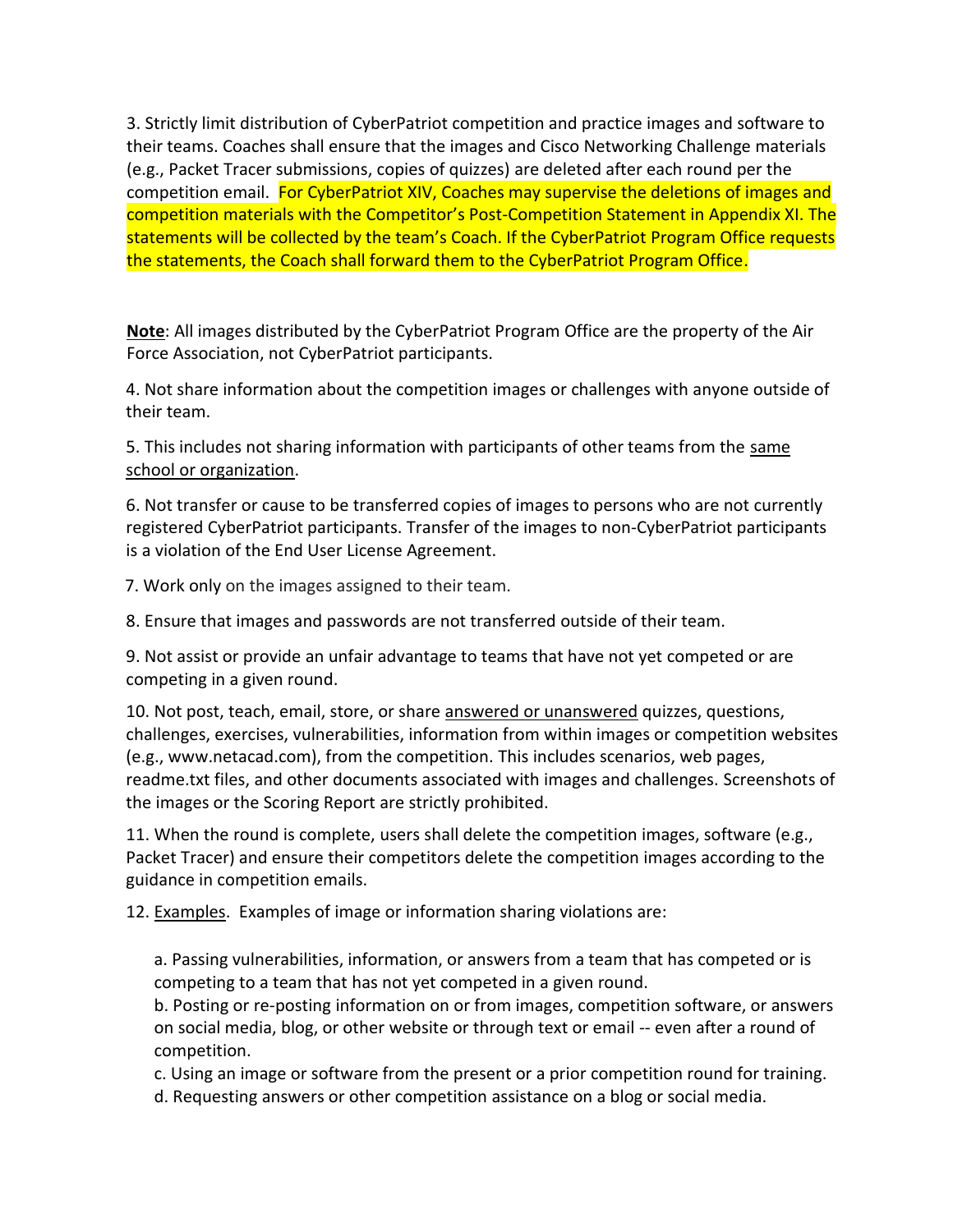3. Strictly limit distribution of CyberPatriot competition and practice images and software to their teams. Coaches shall ensure that the images and Cisco Networking Challenge materials (e.g., Packet Tracer submissions, copies of quizzes) are deleted after each round per the competition email. For CyberPatriot XIV, Coaches may supervise the deletions of images and competition materials with the Competitor's Post-Competition Statement in Appendix XI. The statements will be collected by the team's Coach. If the CyberPatriot Program Office requests the statements, the Coach shall forward them to the CyberPatriot Program Office.

<u>Note</u>: All images distributed by the CyberPatriot Program Office are the property of the Air Force Association, not CyberPatriot participants.

4. Not share information about the competition images or challenges with anyone outside of their team.

5. This includes not sharing information with participants of other teams from the <u>same school or organization</u>.

6. Not transfer or cause to be transferred copies of images to persons who are not currently registered CyberPatriot participants. Transfer of the images to non-CyberPatriot participants is a violation of the End User License Agreement.

7. Work only on the images assigned to their team.

8. Ensure that images and passwords are not transferred outside of their team.

9. Not assist or provide an unfair advantage to teams that have not yet competed or are competing in a given round.

10. Not post, teach, email, store, or share <u>answered or unanswered</u> quizzes, questions, challenges, exercises, vulnerabilities, information from within images or competition websites (e.g., www.netacad.com), from the competition. This includes scenarios, web pages, readme.txt files, and other documents associated with images and challenges. Screenshots of the images or the Scoring Report are strictly prohibited.

11. When the round is complete, users shall delete the competition images, software (e.g., Packet Tracer) and ensure their competitors delete the competition images according to the guidance in competition emails.

12. <u>Examples</u>. Examples of image or information sharing violations are:

a. Passing vulnerabilities, information, or answers from a team that has competed or is competing to a team that has not yet competed in a given round.

b. Posting or re-posting information on or from images, competition software, or answers on social media, blog, or other website or through text or email -- even after a round of competition.

c. Using an image or software from the present or a prior competition round for training.

d. Requesting answers or other competition assistance on a blog or social media.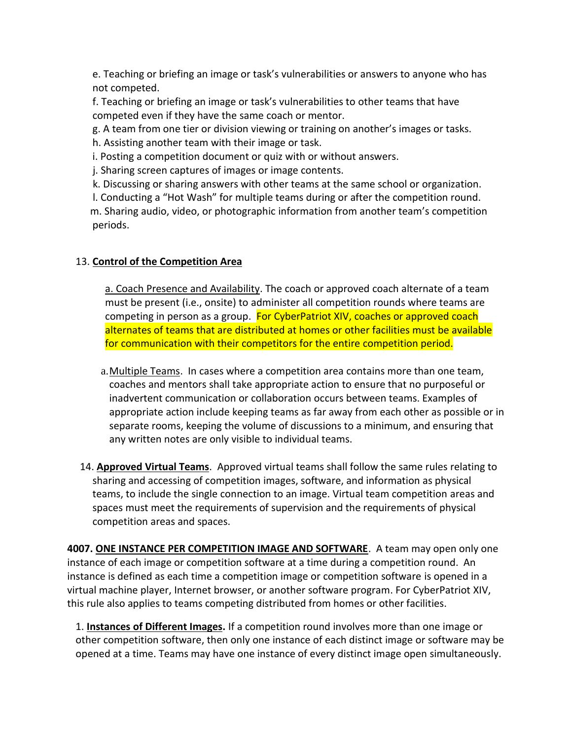e. Teaching or briefing an image or task's vulnerabilities or answers to anyone who has not competed.

f. Teaching or briefing an image or task's vulnerabilities to other teams that have competed even if they have the same coach or mentor.

g. A team from one tier or division viewing or training on another's images or tasks.

h. Assisting another team with their image or task.

i. Posting a competition document or quiz with or without answers.

j. Sharing screen captures of images or image contents.

k. Discussing or sharing answers with other teams at the same school or organization.

l. Conducting a "Hot Wash" for multiple teams during or after the competition round.

m. Sharing audio, video, or photographic information from another team's competition periods.

13. **Control of the Competition Area**

a. Coach Presence and Availability. The coach or approved coach alternate of a team must be present (i.e., onsite) to administer all competition rounds where teams are competing in person as a group. For CyberPatriot XIV, coaches or approved coach alternates of teams that are distributed at homes or other facilities must be available for communication with their competitors for the entire competition period.

a. Multiple Teams. In cases where a competition area contains more than one team, coaches and mentors shall take appropriate action to ensure that no purposeful or inadvertent communication or collaboration occurs between teams. Examples of appropriate action include keeping teams as far away from each other as possible or in separate rooms, keeping the volume of discussions to a minimum, and ensuring that any written notes are only visible to individual teams.

14. **Approved Virtual Teams**. Approved virtual teams shall follow the same rules relating to sharing and accessing of competition images, software, and information as physical teams, to include the single connection to an image. Virtual team competition areas and spaces must meet the requirements of supervision and the requirements of physical competition areas and spaces.

**4007. ONE INSTANCE PER COMPETITION IMAGE AND SOFTWARE**. A team may open only one instance of each image or competition software at a time during a competition round. An instance is defined as each time a competition image or competition software is opened in a virtual machine player, Internet browser, or another software program. For CyberPatriot XIV, this rule also applies to teams competing distributed from homes or other facilities.

1. **Instances of Different Images.** If a competition round involves more than one image or other competition software, then only one instance of each distinct image or software may be opened at a time. Teams may have one instance of every distinct image open simultaneously.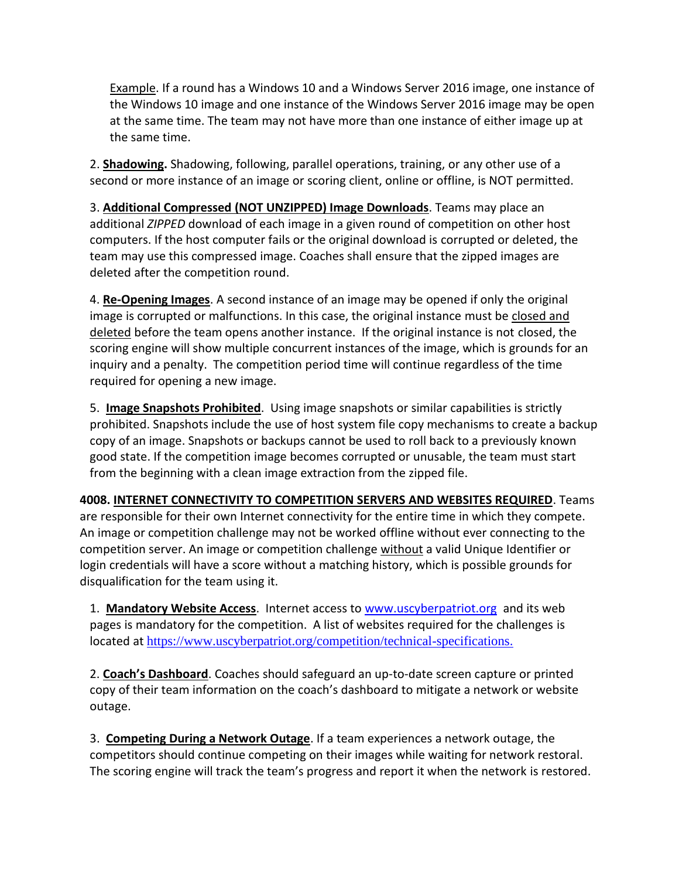Example. If a round has a Windows 10 and a Windows Server 2016 image, one instance of the Windows 10 image and one instance of the Windows Server 2016 image may be open at the same time. The team may not have more than one instance of either image up at the same time.

2. **Shadowing.** Shadowing, following, parallel operations, training, or any other use of a second or more instance of an image or scoring client, online or offline, is NOT permitted.

3. **Additional Compressed (NOT UNZIPPED) Image Downloads**. Teams may place an additional *ZIPPED* download of each image in a given round of competition on other host computers. If the host computer fails or the original download is corrupted or deleted, the team may use this compressed image. Coaches shall ensure that the zipped images are deleted after the competition round.

4. **Re-Opening Images**. A second instance of an image may be opened if only the original image is corrupted or malfunctions. In this case, the original instance must be closed and deleted before the team opens another instance. If the original instance is not closed, the scoring engine will show multiple concurrent instances of the image, which is grounds for an inquiry and a penalty. The competition period time will continue regardless of the time required for opening a new image.

5. **Image Snapshots Prohibited**. Using image snapshots or similar capabilities is strictly prohibited. Snapshots include the use of host system file copy mechanisms to create a backup copy of an image. Snapshots or backups cannot be used to roll back to a previously known good state. If the competition image becomes corrupted or unusable, the team must start from the beginning with a clean image extraction from the zipped file.

**4008. INTERNET CONNECTIVITY TO COMPETITION SERVERS AND WEBSITES REQUIRED**. Teams are responsible for their own Internet connectivity for the entire time in which they compete. An image or competition challenge may not be worked offline without ever connecting to the competition server. An image or competition challenge without a valid Unique Identifier or login credentials will have a score without a matching history, which is possible grounds for disqualification for the team using it.

1. **Mandatory Website Access**. Internet access to www.uscyberpatriot.org and its web pages is mandatory for the competition. A list of websites required for the challenges is located at https://www.uscyberpatriot.org/competition/technical-specifications.

2. **Coach's Dashboard**. Coaches should safeguard an up-to-date screen capture or printed copy of their team information on the coach's dashboard to mitigate a network or website outage.

3. **Competing During a Network Outage**. If a team experiences a network outage, the competitors should continue competing on their images while waiting for network restoral. The scoring engine will track the team's progress and report it when the network is restored.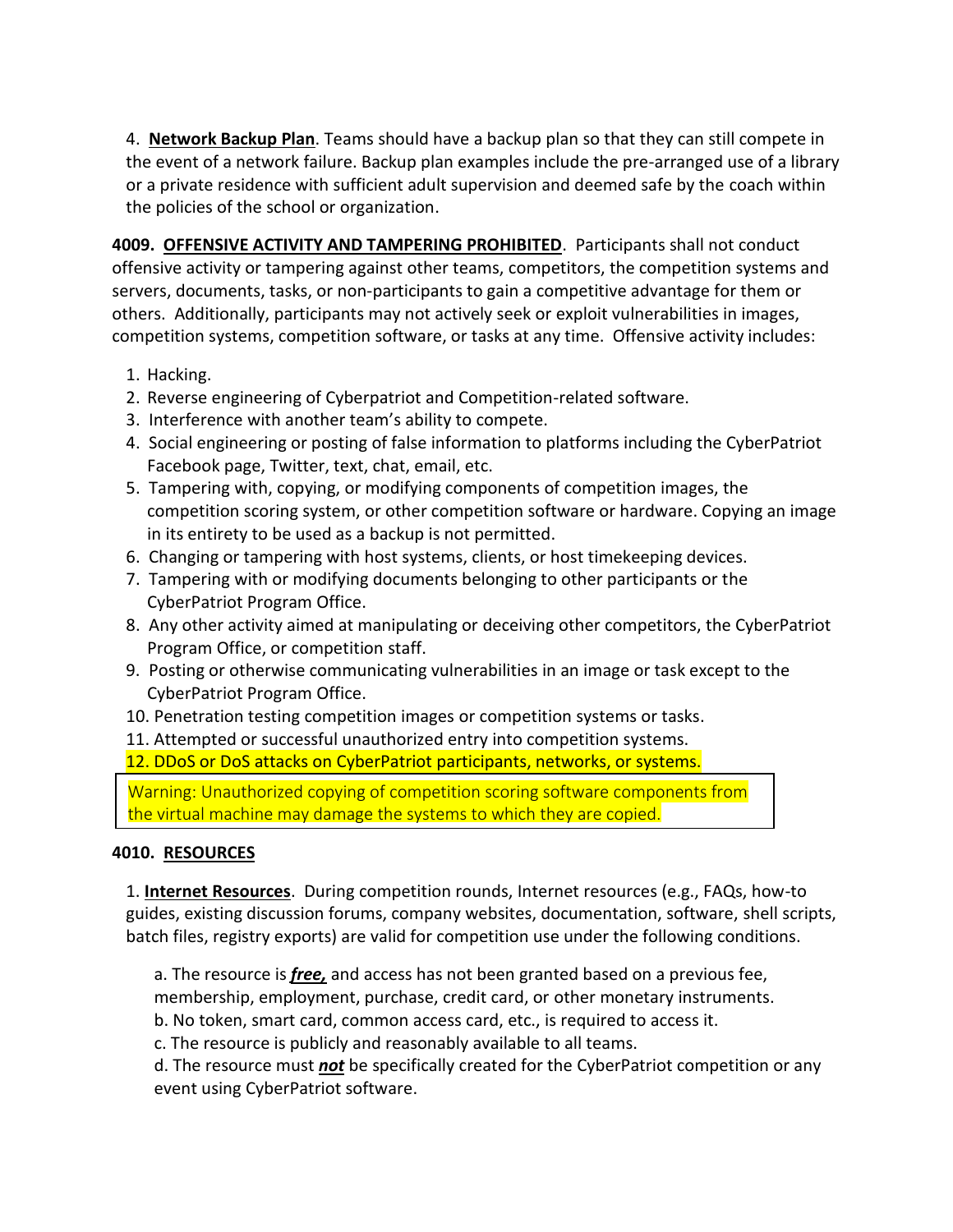4. **Network Backup Plan**. Teams should have a backup plan so that they can still compete in the event of a network failure. Backup plan examples include the pre-arranged use of a library or a private residence with sufficient adult supervision and deemed safe by the coach within the policies of the school or organization.

**4009. OFFENSIVE ACTIVITY AND TAMPERING PROHIBITED**. Participants shall not conduct offensive activity or tampering against other teams, competitors, the competition systems and servers, documents, tasks, or non-participants to gain a competitive advantage for them or others. Additionally, participants may not actively seek or exploit vulnerabilities in images, competition systems, competition software, or tasks at any time. Offensive activity includes:

1. Hacking.
2. Reverse engineering of Cyberpatriot and Competition-related software.
3. Interference with another team's ability to compete.
4. Social engineering or posting of false information to platforms including the CyberPatriot Facebook page, Twitter, text, chat, email, etc.
5. Tampering with, copying, or modifying components of competition images, the competition scoring system, or other competition software or hardware. Copying an image in its entirety to be used as a backup is not permitted.
6. Changing or tampering with host systems, clients, or host timekeeping devices.
7. Tampering with or modifying documents belonging to other participants or the CyberPatriot Program Office.
8. Any other activity aimed at manipulating or deceiving other competitors, the CyberPatriot Program Office, or competition staff.
9. Posting or otherwise communicating vulnerabilities in an image or task except to the CyberPatriot Program Office.
10. Penetration testing competition images or competition systems or tasks.
11. Attempted or successful unauthorized entry into competition systems.
12. DDoS or DoS attacks on CyberPatriot participants, networks, or systems.

> Warning: Unauthorized copying of competition scoring software components from the virtual machine may damage the systems to which they are copied.

**4010. RESOURCES**

1. **Internet Resources**. During competition rounds, Internet resources (e.g., FAQs, how-to guides, existing discussion forums, company websites, documentation, software, shell scripts, batch files, registry exports) are valid for competition use under the following conditions.

   a. The resource is ***free,*** and access has not been granted based on a previous fee, membership, employment, purchase, credit card, or other monetary instruments.
   b. No token, smart card, common access card, etc., is required to access it.
   c. The resource is publicly and reasonably available to all teams.
   d. The resource must ***not*** be specifically created for the CyberPatriot competition or any event using CyberPatriot software.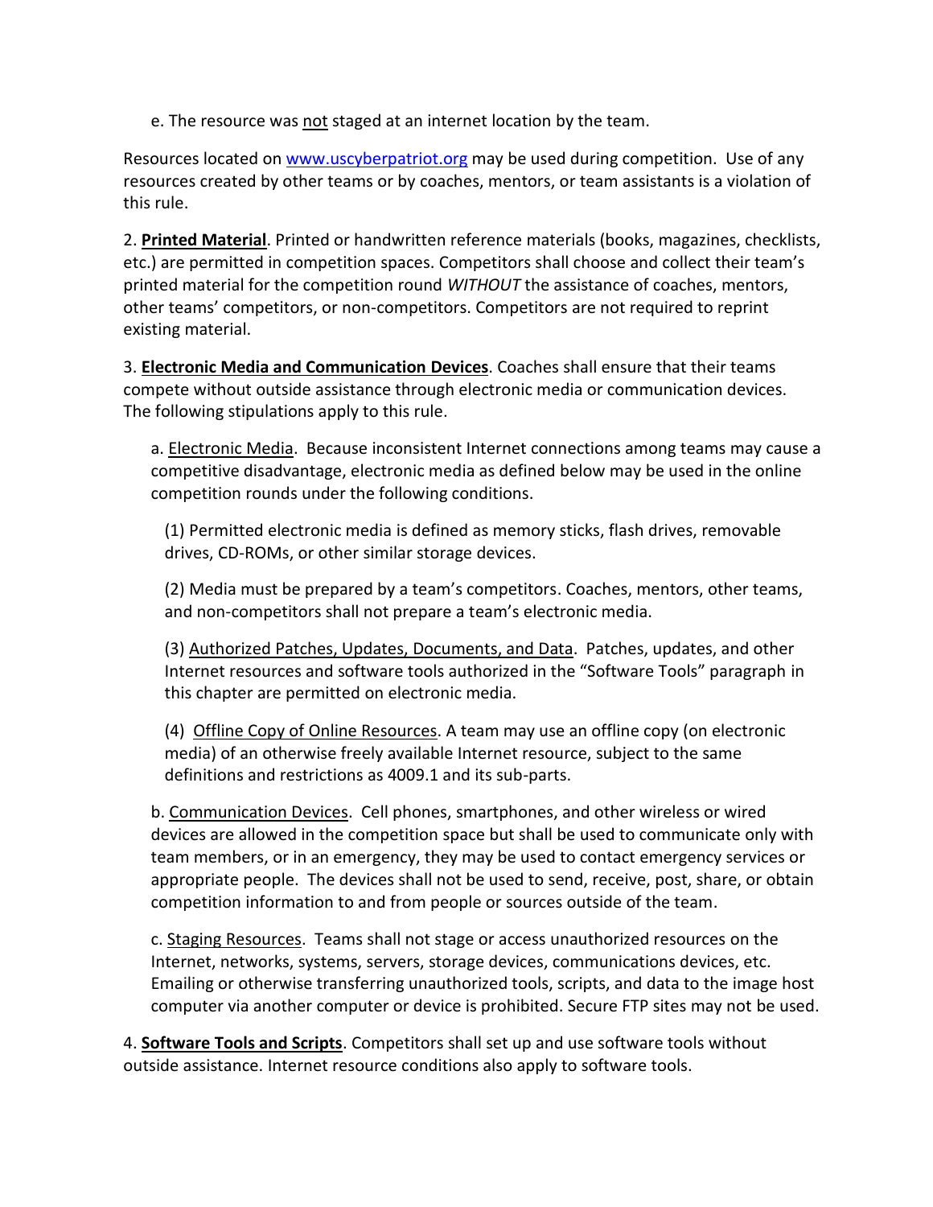e. The resource was <u>not</u> staged at an internet location by the team.

Resources located on [www.uscyberpatriot.org](http://www.uscyberpatriot.org) may be used during competition. Use of any resources created by other teams or by coaches, mentors, or team assistants is a violation of this rule.

2. **<u>Printed Material</u>**. Printed or handwritten reference materials (books, magazines, checklists, etc.) are permitted in competition spaces. Competitors shall choose and collect their team's printed material for the competition round *WITHOUT* the assistance of coaches, mentors, other teams' competitors, or non-competitors. Competitors are not required to reprint existing material.

3. **<u>Electronic Media and Communication Devices</u>**. Coaches shall ensure that their teams compete without outside assistance through electronic media or communication devices. The following stipulations apply to this rule.

a. <u>Electronic Media</u>. Because inconsistent Internet connections among teams may cause a competitive disadvantage, electronic media as defined below may be used in the online competition rounds under the following conditions.

(1) Permitted electronic media is defined as memory sticks, flash drives, removable drives, CD-ROMs, or other similar storage devices.

(2) Media must be prepared by a team's competitors. Coaches, mentors, other teams, and non-competitors shall not prepare a team's electronic media.

(3) <u>Authorized Patches, Updates, Documents, and Data</u>. Patches, updates, and other Internet resources and software tools authorized in the "Software Tools" paragraph in this chapter are permitted on electronic media.

(4) <u>Offline Copy of Online Resources</u>. A team may use an offline copy (on electronic media) of an otherwise freely available Internet resource, subject to the same definitions and restrictions as 4009.1 and its sub-parts.

b. <u>Communication Devices</u>. Cell phones, smartphones, and other wireless or wired devices are allowed in the competition space but shall be used to communicate only with team members, or in an emergency, they may be used to contact emergency services or appropriate people. The devices shall not be used to send, receive, post, share, or obtain competition information to and from people or sources outside of the team.

c. <u>Staging Resources</u>. Teams shall not stage or access unauthorized resources on the Internet, networks, systems, servers, storage devices, communications devices, etc. Emailing or otherwise transferring unauthorized tools, scripts, and data to the image host computer via another computer or device is prohibited. Secure FTP sites may not be used.

4. **<u>Software Tools and Scripts</u>**. Competitors shall set up and use software tools without outside assistance. Internet resource conditions also apply to software tools.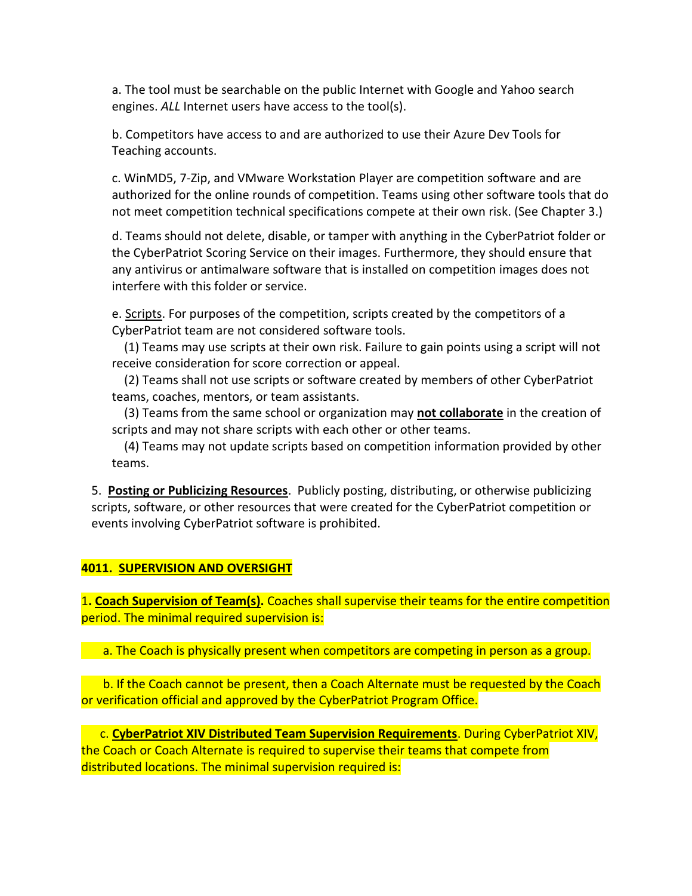a. The tool must be searchable on the public Internet with Google and Yahoo search engines. *ALL* Internet users have access to the tool(s).

b. Competitors have access to and are authorized to use their Azure Dev Tools for Teaching accounts.

c. WinMD5, 7-Zip, and VMware Workstation Player are competition software and are authorized for the online rounds of competition. Teams using other software tools that do not meet competition technical specifications compete at their own risk. (See Chapter 3.)

d. Teams should not delete, disable, or tamper with anything in the CyberPatriot folder or the CyberPatriot Scoring Service on their images. Furthermore, they should ensure that any antivirus or antimalware software that is installed on competition images does not interfere with this folder or service.

e. Scripts. For purposes of the competition, scripts created by the competitors of a CyberPatriot team are not considered software tools.

(1) Teams may use scripts at their own risk. Failure to gain points using a script will not receive consideration for score correction or appeal.

(2) Teams shall not use scripts or software created by members of other CyberPatriot teams, coaches, mentors, or team assistants.

(3) Teams from the same school or organization may **not collaborate** in the creation of scripts and may not share scripts with each other or other teams.

(4) Teams may not update scripts based on competition information provided by other teams.

5. **Posting or Publicizing Resources**. Publicly posting, distributing, or otherwise publicizing scripts, software, or other resources that were created for the CyberPatriot competition or events involving CyberPatriot software is prohibited.

## 4011. SUPERVISION AND OVERSIGHT

1**. Coach Supervision of Team(s).** Coaches shall supervise their teams for the entire competition period. The minimal required supervision is:

a. The Coach is physically present when competitors are competing in person as a group.

b. If the Coach cannot be present, then a Coach Alternate must be requested by the Coach or verification official and approved by the CyberPatriot Program Office.

c. **CyberPatriot XIV Distributed Team Supervision Requirements**. During CyberPatriot XIV, the Coach or Coach Alternate is required to supervise their teams that compete from distributed locations. The minimal supervision required is: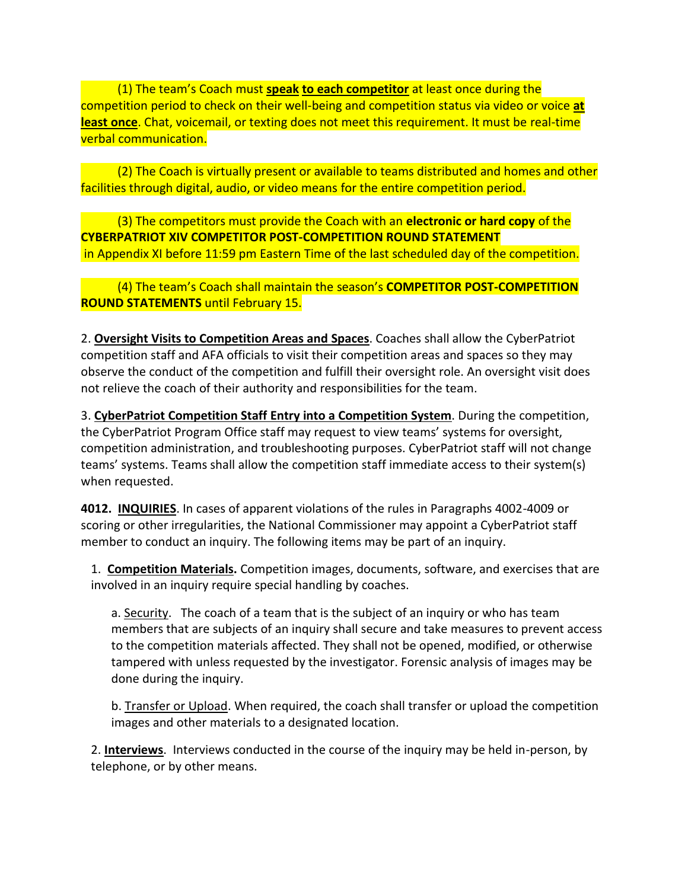(1) The team's Coach must **speak to each competitor** at least once during the competition period to check on their well-being and competition status via video or voice **at least once**. Chat, voicemail, or texting does not meet this requirement. It must be real-time verbal communication.

(2) The Coach is virtually present or available to teams distributed and homes and other facilities through digital, audio, or video means for the entire competition period.

(3) The competitors must provide the Coach with an **electronic or hard copy** of the **CYBERPATRIOT XIV COMPETITOR POST-COMPETITION ROUND STATEMENT** in Appendix XI before 11:59 pm Eastern Time of the last scheduled day of the competition.

(4) The team's Coach shall maintain the season's **COMPETITOR POST-COMPETITION ROUND STATEMENTS** until February 15.

2. **Oversight Visits to Competition Areas and Spaces**. Coaches shall allow the CyberPatriot competition staff and AFA officials to visit their competition areas and spaces so they may observe the conduct of the competition and fulfill their oversight role. An oversight visit does not relieve the coach of their authority and responsibilities for the team.

3. **CyberPatriot Competition Staff Entry into a Competition System**. During the competition, the CyberPatriot Program Office staff may request to view teams' systems for oversight, competition administration, and troubleshooting purposes. CyberPatriot staff will not change teams' systems. Teams shall allow the competition staff immediate access to their system(s) when requested.

**4012. INQUIRIES**. In cases of apparent violations of the rules in Paragraphs 4002-4009 or scoring or other irregularities, the National Commissioner may appoint a CyberPatriot staff member to conduct an inquiry. The following items may be part of an inquiry.

1. **Competition Materials.** Competition images, documents, software, and exercises that are involved in an inquiry require special handling by coaches.

   a. Security. The coach of a team that is the subject of an inquiry or who has team members that are subjects of an inquiry shall secure and take measures to prevent access to the competition materials affected. They shall not be opened, modified, or otherwise tampered with unless requested by the investigator. Forensic analysis of images may be done during the inquiry.

   b. Transfer or Upload. When required, the coach shall transfer or upload the competition images and other materials to a designated location.

2. **Interviews**. Interviews conducted in the course of the inquiry may be held in-person, by telephone, or by other means.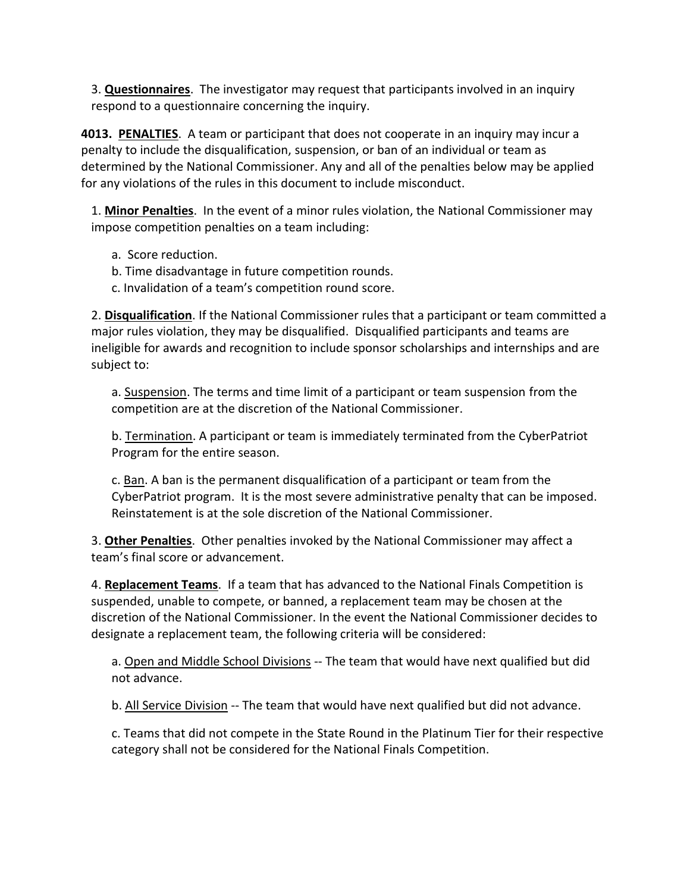3. **Questionnaires**. The investigator may request that participants involved in an inquiry respond to a questionnaire concerning the inquiry.

**4013. PENALTIES**. A team or participant that does not cooperate in an inquiry may incur a penalty to include the disqualification, suspension, or ban of an individual or team as determined by the National Commissioner. Any and all of the penalties below may be applied for any violations of the rules in this document to include misconduct.

1. **Minor Penalties**. In the event of a minor rules violation, the National Commissioner may impose competition penalties on a team including:

   a. Score reduction.
   b. Time disadvantage in future competition rounds.
   c. Invalidation of a team's competition round score.

2. **Disqualification**. If the National Commissioner rules that a participant or team committed a major rules violation, they may be disqualified. Disqualified participants and teams are ineligible for awards and recognition to include sponsor scholarships and internships and are subject to:

   a. Suspension. The terms and time limit of a participant or team suspension from the competition are at the discretion of the National Commissioner.

   b. Termination. A participant or team is immediately terminated from the CyberPatriot Program for the entire season.

   c. Ban. A ban is the permanent disqualification of a participant or team from the CyberPatriot program. It is the most severe administrative penalty that can be imposed. Reinstatement is at the sole discretion of the National Commissioner.

3. **Other Penalties**. Other penalties invoked by the National Commissioner may affect a team's final score or advancement.

4. **Replacement Teams**. If a team that has advanced to the National Finals Competition is suspended, unable to compete, or banned, a replacement team may be chosen at the discretion of the National Commissioner. In the event the National Commissioner decides to designate a replacement team, the following criteria will be considered:

   a. Open and Middle School Divisions -- The team that would have next qualified but did not advance.

   b. All Service Division -- The team that would have next qualified but did not advance.

   c. Teams that did not compete in the State Round in the Platinum Tier for their respective category shall not be considered for the National Finals Competition.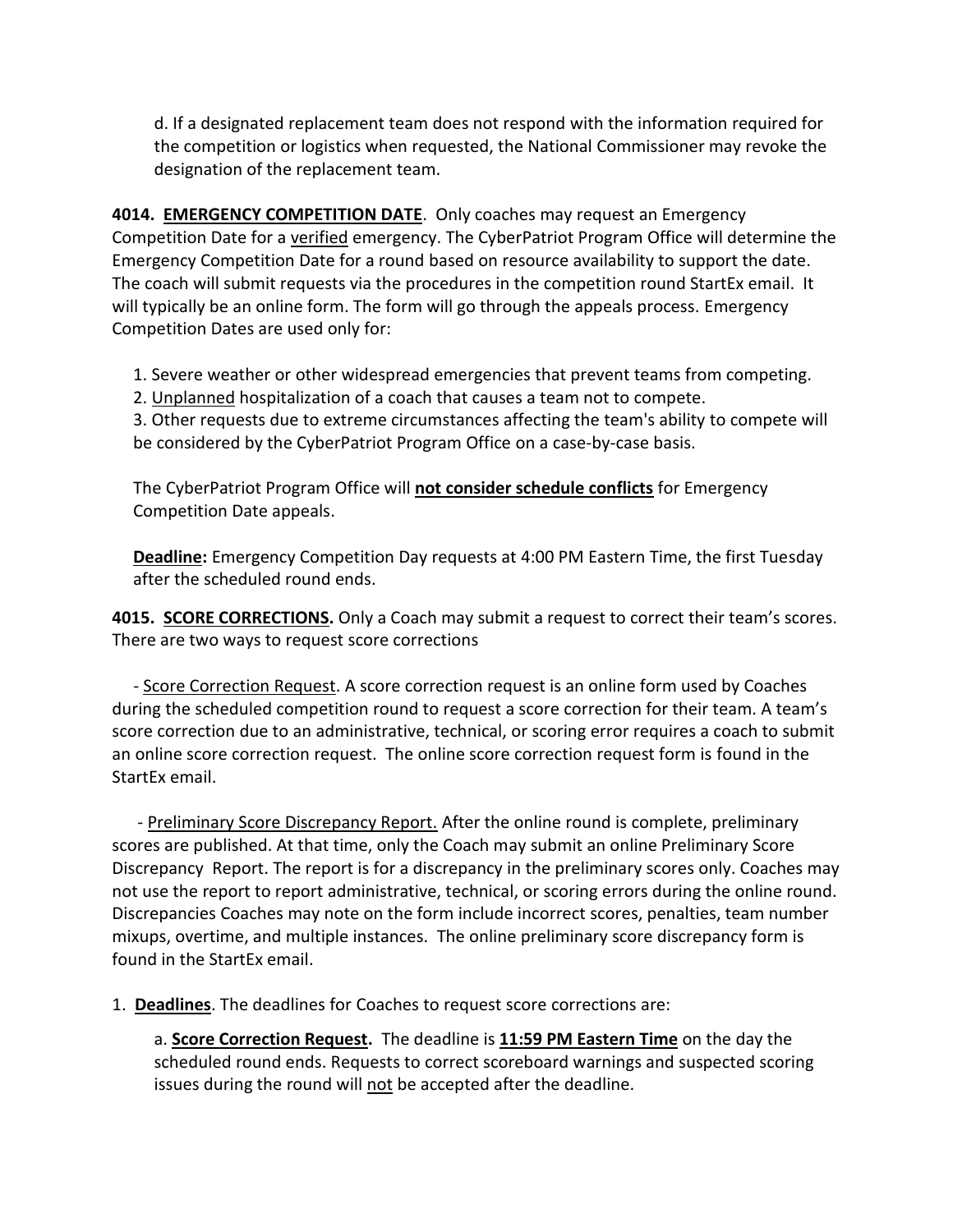d. If a designated replacement team does not respond with the information required for the competition or logistics when requested, the National Commissioner may revoke the designation of the replacement team.

**4014. <u>EMERGENCY COMPETITION DATE</u>**. Only coaches may request an Emergency Competition Date for a <u>verified</u> emergency. The CyberPatriot Program Office will determine the Emergency Competition Date for a round based on resource availability to support the date. The coach will submit requests via the procedures in the competition round StartEx email. It will typically be an online form. The form will go through the appeals process. Emergency Competition Dates are used only for:

1. Severe weather or other widespread emergencies that prevent teams from competing.
2. <u>Unplanned</u> hospitalization of a coach that causes a team not to compete.
3. Other requests due to extreme circumstances affecting the team's ability to compete will be considered by the CyberPatriot Program Office on a case-by-case basis.

The CyberPatriot Program Office will **<u>not consider schedule conflicts</u>** for Emergency Competition Date appeals.

**<u>Deadline</u>:** Emergency Competition Day requests at 4:00 PM Eastern Time, the first Tuesday after the scheduled round ends.

**4015. <u>SCORE CORRECTIONS</u>.** Only a Coach may submit a request to correct their team's scores. There are two ways to request score corrections

- <u>Score Correction Request</u>. A score correction request is an online form used by Coaches during the scheduled competition round to request a score correction for their team. A team's score correction due to an administrative, technical, or scoring error requires a coach to submit an online score correction request. The online score correction request form is found in the StartEx email.

- <u>Preliminary Score Discrepancy Report.</u> After the online round is complete, preliminary scores are published. At that time, only the Coach may submit an online Preliminary Score Discrepancy Report. The report is for a discrepancy in the preliminary scores only. Coaches may not use the report to report administrative, technical, or scoring errors during the online round. Discrepancies Coaches may note on the form include incorrect scores, penalties, team number mixups, overtime, and multiple instances. The online preliminary score discrepancy form is found in the StartEx email.

1. **<u>Deadlines</u>**. The deadlines for Coaches to request score corrections are:

   a. **<u>Score Correction Request</u>.** The deadline is **<u>11:59 PM Eastern Time</u>** on the day the scheduled round ends. Requests to correct scoreboard warnings and suspected scoring issues during the round will <u>not</u> be accepted after the deadline.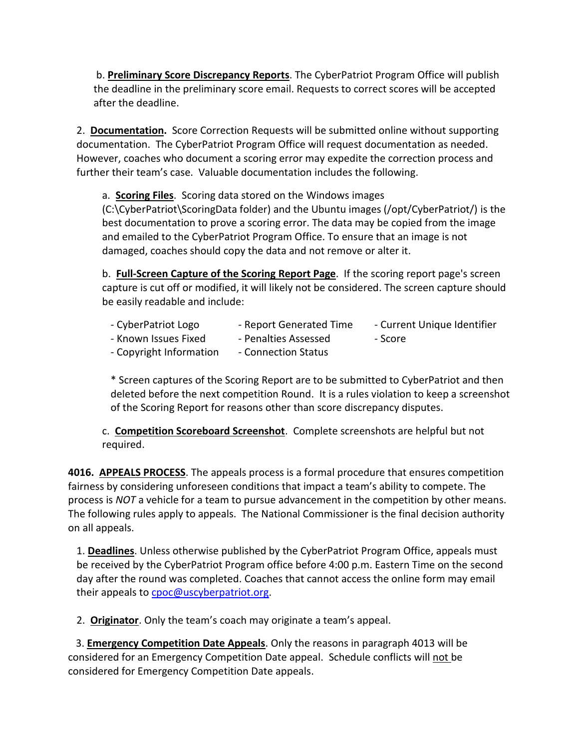b. **<u>Preliminary Score Discrepancy Reports</u>**. The CyberPatriot Program Office will publish the deadline in the preliminary score email. Requests to correct scores will be accepted after the deadline.

2. **<u>Documentation.</u>** Score Correction Requests will be submitted online without supporting documentation. The CyberPatriot Program Office will request documentation as needed. However, coaches who document a scoring error may expedite the correction process and further their team's case. Valuable documentation includes the following.

a. **<u>Scoring Files</u>**. Scoring data stored on the Windows images (C:\CyberPatriot\ScoringData folder) and the Ubuntu images (/opt/CyberPatriot/) is the best documentation to prove a scoring error. The data may be copied from the image and emailed to the CyberPatriot Program Office. To ensure that an image is not damaged, coaches should copy the data and not remove or alter it.

b. **<u>Full-Screen Capture of the Scoring Report Page</u>**. If the scoring report page's screen capture is cut off or modified, it will likely not be considered. The screen capture should be easily readable and include:

- CyberPatriot Logo
- Report Generated Time
- Current Unique Identifier
- Known Issues Fixed
- Penalties Assessed
- Score
- Copyright Information
- Connection Status

\* Screen captures of the Scoring Report are to be submitted to CyberPatriot and then deleted before the next competition Round. It is a rules violation to keep a screenshot of the Scoring Report for reasons other than score discrepancy disputes.

c. **<u>Competition Scoreboard Screenshot</u>**. Complete screenshots are helpful but not required.

**4016. <u>APPEALS PROCESS</u>**. The appeals process is a formal procedure that ensures competition fairness by considering unforeseen conditions that impact a team's ability to compete. The process is *NOT* a vehicle for a team to pursue advancement in the competition by other means. The following rules apply to appeals. The National Commissioner is the final decision authority on all appeals.

1. **<u>Deadlines</u>**. Unless otherwise published by the CyberPatriot Program Office, appeals must be received by the CyberPatriot Program office before 4:00 p.m. Eastern Time on the second day after the round was completed. Coaches that cannot access the online form may email their appeals to cpoc@uscyberpatriot.org.

2. **<u>Originator</u>**. Only the team's coach may originate a team's appeal.

3. **<u>Emergency Competition Date Appeals</u>**. Only the reasons in paragraph 4013 will be considered for an Emergency Competition Date appeal. Schedule conflicts will <u>not</u> be considered for Emergency Competition Date appeals.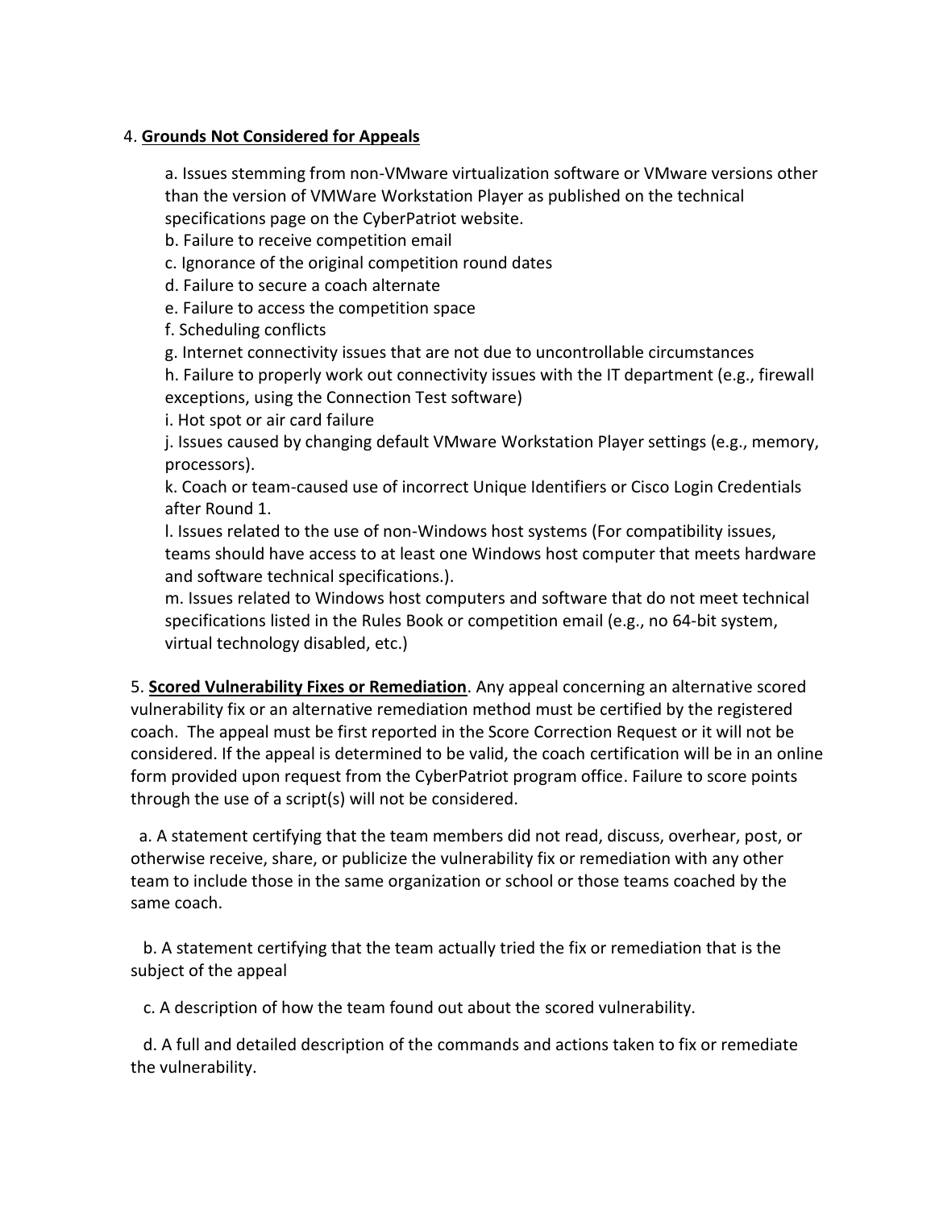4. **Grounds Not Considered for Appeals**

a. Issues stemming from non-VMware virtualization software or VMware versions other than the version of VMWare Workstation Player as published on the technical specifications page on the CyberPatriot website.
b. Failure to receive competition email
c. Ignorance of the original competition round dates
d. Failure to secure a coach alternate
e. Failure to access the competition space
f. Scheduling conflicts
g. Internet connectivity issues that are not due to uncontrollable circumstances
h. Failure to properly work out connectivity issues with the IT department (e.g., firewall exceptions, using the Connection Test software)
i. Hot spot or air card failure
j. Issues caused by changing default VMware Workstation Player settings (e.g., memory, processors).
k. Coach or team-caused use of incorrect Unique Identifiers or Cisco Login Credentials after Round 1.
l. Issues related to the use of non-Windows host systems (For compatibility issues, teams should have access to at least one Windows host computer that meets hardware and software technical specifications.).
m. Issues related to Windows host computers and software that do not meet technical specifications listed in the Rules Book or competition email (e.g., no 64-bit system, virtual technology disabled, etc.)

5. **Scored Vulnerability Fixes or Remediation**. Any appeal concerning an alternative scored vulnerability fix or an alternative remediation method must be certified by the registered coach. The appeal must be first reported in the Score Correction Request or it will not be considered. If the appeal is determined to be valid, the coach certification will be in an online form provided upon request from the CyberPatriot program office. Failure to score points through the use of a script(s) will not be considered.

a. A statement certifying that the team members did not read, discuss, overhear, post, or otherwise receive, share, or publicize the vulnerability fix or remediation with any other team to include those in the same organization or school or those teams coached by the same coach.

b. A statement certifying that the team actually tried the fix or remediation that is the subject of the appeal

c. A description of how the team found out about the scored vulnerability.

d. A full and detailed description of the commands and actions taken to fix or remediate the vulnerability.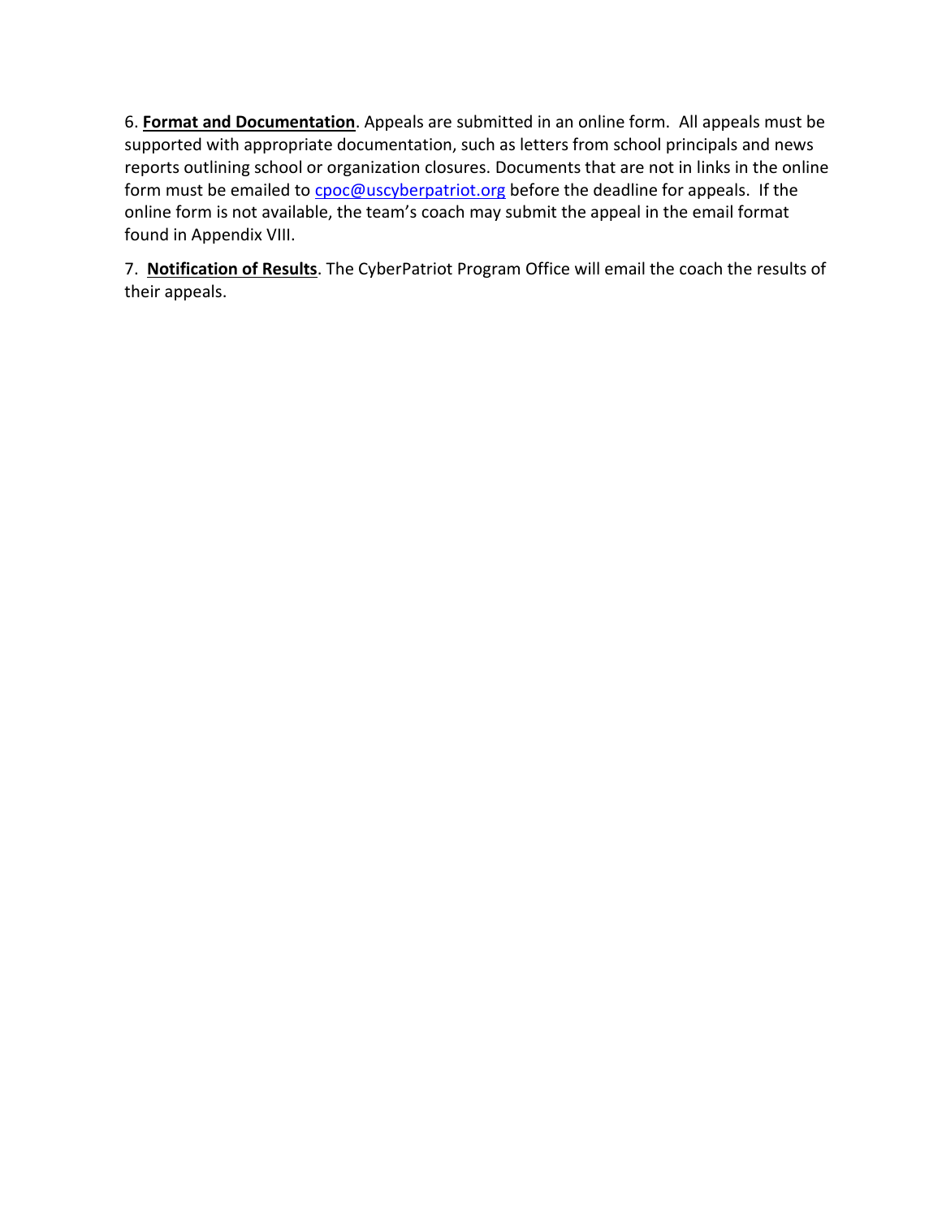6. **Format and Documentation**. Appeals are submitted in an online form. All appeals must be supported with appropriate documentation, such as letters from school principals and news reports outlining school or organization closures. Documents that are not in links in the online form must be emailed to cpoc@uscyberpatriot.org before the deadline for appeals. If the online form is not available, the team's coach may submit the appeal in the email format found in Appendix VIII.

7. **Notification of Results**. The CyberPatriot Program Office will email the coach the results of their appeals.